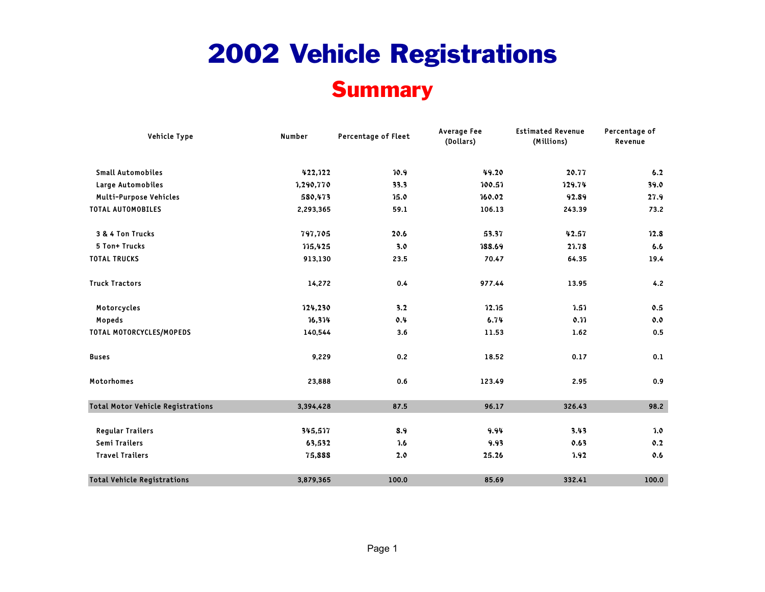# 2002 Vehicle Registrations

## Summary

| Vehicle Type | Number | Percentage of Fleet | Average Fee (Dollars) | Estimated Revenue (Millions) | Percentage of Revenue |
|---|---|---|---|---|---|
| Small Automobiles | 422,122 | 10.9 | 49.20 | 20.77 | 6.2 |
| Large Automobiles | 1,290,770 | 33.3 | 100.51 | 129.74 | 39.0 |
| Multi-Purpose Vehicles | 580,473 | 15.0 | 160.02 | 92.89 | 27.9 |
| TOTAL AUTOMOBILES | 2,293,365 | 59.1 | 106.13 | 243.39 | 73.2 |
| 3 & 4 Ton Trucks | 797,705 | 20.6 | 53.37 | 42.57 | 12.8 |
| 5 Ton+ Trucks | 115,425 | 3.0 | 188.69 | 21.78 | 6.6 |
| TOTAL TRUCKS | 913,130 | 23.5 | 70.47 | 64.35 | 19.4 |
| Truck Tractors | 14,272 | 0.4 | 977.44 | 13.95 | 4.2 |
| Motorcycles | 124,230 | 3.2 | 12.15 | 1.51 | 0.5 |
| Mopeds | 16,314 | 0.4 | 6.74 | 0.11 | 0.0 |
| TOTAL MOTORCYCLES/MOPEDS | 140,544 | 3.6 | 11.53 | 1.62 | 0.5 |
| Buses | 9,229 | 0.2 | 18.52 | 0.17 | 0.1 |
| Motorhomes | 23,888 | 0.6 | 123.49 | 2.95 | 0.9 |
| **Total Motor Vehicle Registrations** | **3,394,428** | **87.5** | **96.17** | **326.43** | **98.2** |
| Regular Trailers | 345,517 | 8.9 | 9.94 | 3.43 | 1.0 |
| Semi Trailers | 63,532 | 1.6 | 9.93 | 0.63 | 0.2 |
| Travel Trailers | 75,888 | 2.0 | 25.26 | 1.92 | 0.6 |
| **Total Vehicle Registrations** | **3,879,365** | **100.0** | **85.69** | **332.41** | **100.0** |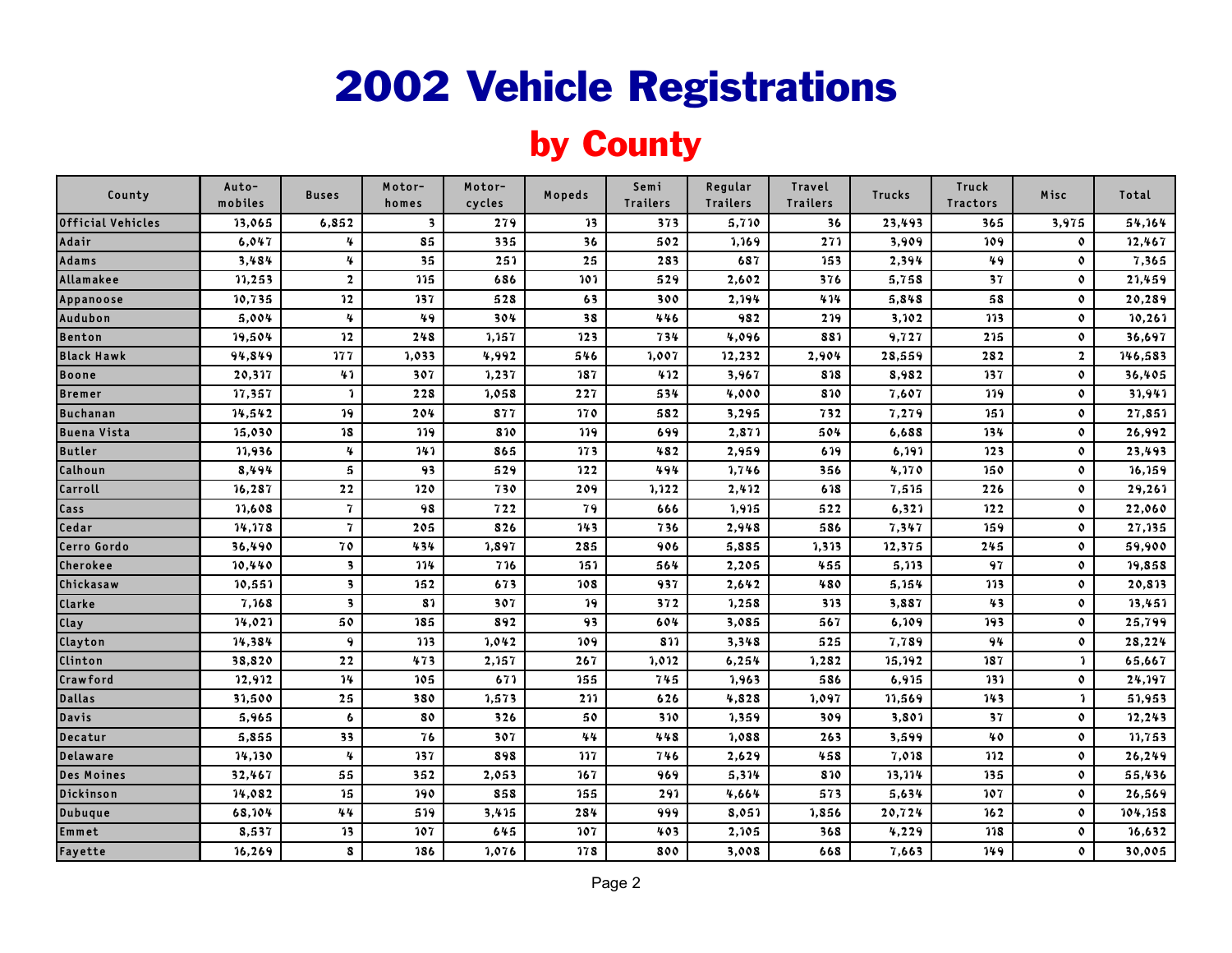# 2002 Vehicle Registrations

## by County

| County | Auto-mobiles | Buses | Motor-homes | Motor-cycles | Mopeds | Semi Trailers | Regular Trailers | Travel Trailers | Trucks | Truck Tractors | Misc | Total |
|---|---|---|---|---|---|---|---|---|---|---|---|---|
| Official Vehicles | 13,065 | 6,852 | 3 | 279 | 13 | 373 | 5,710 | 36 | 23,493 | 365 | 3,975 | 54,164 |
| Adair | 6,047 | 4 | 85 | 335 | 36 | 502 | 1,169 | 271 | 3,909 | 109 | 0 | 12,467 |
| Adams | 3,484 | 4 | 35 | 251 | 25 | 283 | 687 | 153 | 2,394 | 49 | 0 | 7,365 |
| Allamakee | 11,253 | 2 | 115 | 686 | 101 | 529 | 2,602 | 376 | 5,758 | 37 | 0 | 21,459 |
| Appanoose | 10,735 | 12 | 137 | 528 | 63 | 300 | 2,194 | 414 | 5,848 | 58 | 0 | 20,289 |
| Audubon | 5,004 | 4 | 49 | 304 | 38 | 446 | 982 | 219 | 3,102 | 113 | 0 | 10,261 |
| Benton | 19,504 | 12 | 248 | 1,157 | 123 | 734 | 4,096 | 881 | 9,727 | 215 | 0 | 36,697 |
| Black Hawk | 94,849 | 177 | 1,033 | 4,992 | 546 | 1,007 | 12,232 | 2,904 | 28,559 | 282 | 2 | 146,583 |
| Boone | 20,317 | 41 | 307 | 1,237 | 187 | 412 | 3,967 | 818 | 8,982 | 137 | 0 | 36,405 |
| Bremer | 17,357 | 1 | 228 | 1,058 | 227 | 534 | 4,000 | 810 | 7,607 | 119 | 0 | 31,941 |
| Buchanan | 14,542 | 19 | 204 | 877 | 170 | 582 | 3,295 | 732 | 7,279 | 151 | 0 | 27,851 |
| Buena Vista | 15,030 | 18 | 119 | 810 | 119 | 699 | 2,871 | 504 | 6,688 | 134 | 0 | 26,992 |
| Butler | 11,936 | 4 | 141 | 865 | 173 | 482 | 2,959 | 619 | 6,191 | 123 | 0 | 23,493 |
| Calhoun | 8,494 | 5 | 93 | 529 | 122 | 494 | 1,746 | 356 | 4,170 | 150 | 0 | 16,159 |
| Carroll | 16,287 | 22 | 120 | 730 | 209 | 1,122 | 2,412 | 618 | 7,515 | 226 | 0 | 29,261 |
| Cass | 11,608 | 7 | 98 | 722 | 79 | 666 | 1,915 | 522 | 6,321 | 122 | 0 | 22,060 |
| Cedar | 14,178 | 7 | 205 | 826 | 143 | 736 | 2,948 | 586 | 7,347 | 159 | 0 | 27,135 |
| Cerro Gordo | 36,490 | 70 | 434 | 1,897 | 285 | 906 | 5,885 | 1,313 | 12,375 | 245 | 0 | 59,900 |
| Cherokee | 10,440 | 3 | 114 | 716 | 151 | 564 | 2,205 | 455 | 5,113 | 97 | 0 | 19,858 |
| Chickasaw | 10,551 | 3 | 152 | 673 | 108 | 937 | 2,642 | 480 | 5,154 | 113 | 0 | 20,813 |
| Clarke | 7,168 | 3 | 81 | 307 | 19 | 372 | 1,258 | 313 | 3,887 | 43 | 0 | 13,451 |
| Clay | 14,021 | 50 | 185 | 892 | 93 | 604 | 3,085 | 567 | 6,109 | 193 | 0 | 25,799 |
| Clayton | 14,384 | 9 | 113 | 1,042 | 109 | 811 | 3,348 | 525 | 7,789 | 94 | 0 | 28,224 |
| Clinton | 38,820 | 22 | 473 | 2,157 | 267 | 1,012 | 6,254 | 1,282 | 15,192 | 187 | 1 | 65,667 |
| Crawford | 12,912 | 14 | 105 | 671 | 155 | 745 | 1,963 | 586 | 6,915 | 131 | 0 | 24,197 |
| Dallas | 31,500 | 25 | 380 | 1,573 | 211 | 626 | 4,828 | 1,097 | 11,569 | 143 | 1 | 51,953 |
| Davis | 5,965 | 6 | 80 | 326 | 50 | 310 | 1,359 | 309 | 3,801 | 37 | 0 | 12,243 |
| Decatur | 5,855 | 33 | 76 | 307 | 44 | 448 | 1,088 | 263 | 3,599 | 40 | 0 | 11,753 |
| Delaware | 14,130 | 4 | 137 | 898 | 117 | 746 | 2,629 | 458 | 7,018 | 112 | 0 | 26,249 |
| Des Moines | 32,467 | 55 | 352 | 2,053 | 167 | 969 | 5,314 | 810 | 13,114 | 135 | 0 | 55,436 |
| Dickinson | 14,082 | 15 | 190 | 858 | 155 | 291 | 4,664 | 573 | 5,634 | 107 | 0 | 26,569 |
| Dubuque | 68,104 | 44 | 519 | 3,415 | 284 | 999 | 8,051 | 1,856 | 20,724 | 162 | 0 | 104,158 |
| Emmet | 8,537 | 13 | 107 | 645 | 107 | 403 | 2,105 | 368 | 4,229 | 118 | 0 | 16,632 |
| Fayette | 16,269 | 8 | 186 | 1,076 | 178 | 800 | 3,008 | 668 | 7,663 | 149 | 0 | 30,005 |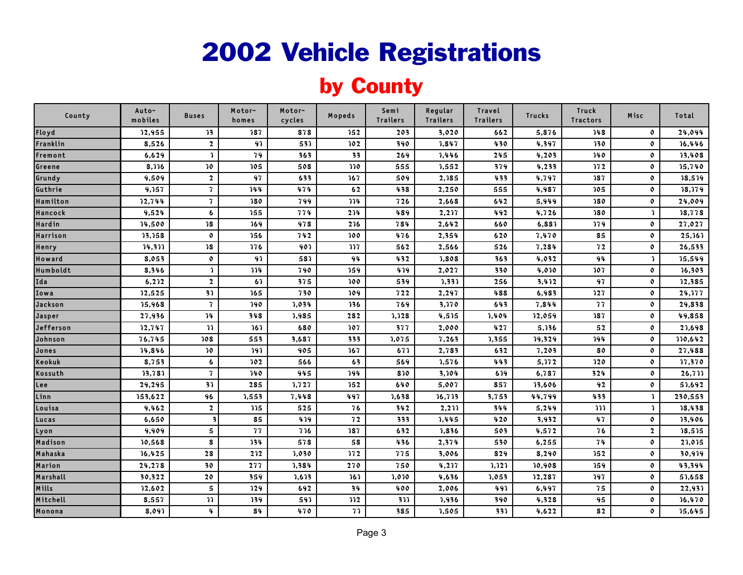# 2002 Vehicle Registrations

## by County

| County | Auto-mobiles | Buses | Motor-homes | Motor-cycles | Mopeds | Semi Trailers | Regular Trailers | Travel Trailers | Trucks | Truck Tractors | Misc | Total |
|---|---|---|---|---|---|---|---|---|---|---|---|---|
| Floyd | 12,955 | 13 | 187 | 878 | 152 | 203 | 3,020 | 662 | 5,876 | 148 | 0 | 24,094 |
| Franklin | 8,526 | 2 | 91 | 531 | 102 | 390 | 1,847 | 430 | 4,397 | 130 | 0 | 16,446 |
| Fremont | 6,629 | 1 | 79 | 363 | 33 | 269 | 1,446 | 245 | 4,203 | 140 | 0 | 13,408 |
| Greene | 8,116 | 10 | 105 | 508 | 110 | 555 | 1,552 | 379 | 4,233 | 172 | 0 | 15,740 |
| Grundy | 9,509 | 2 | 97 | 633 | 167 | 509 | 2,185 | 433 | 4,797 | 187 | 0 | 18,519 |
| Guthrie | 9,157 | 7 | 144 | 474 | 62 | 438 | 2,250 | 555 | 4,987 | 105 | 0 | 18,179 |
| Hamilton | 12,744 | 7 | 180 | 799 | 114 | 726 | 2,668 | 642 | 5,949 | 180 | 0 | 24,009 |
| Hancock | 9,524 | 6 | 155 | 774 | 214 | 489 | 2,217 | 492 | 4,726 | 180 | 1 | 18,778 |
| Hardin | 14,500 | 18 | 169 | 978 | 216 | 784 | 2,642 | 660 | 6,881 | 179 | 0 | 27,027 |
| Harrison | 13,158 | 0 | 156 | 742 | 100 | 476 | 2,354 | 620 | 7,470 | 85 | 0 | 25,161 |
| Henry | 14,311 | 18 | 176 | 901 | 117 | 562 | 2,566 | 526 | 7,284 | 72 | 0 | 26,533 |
| Howard | 8,053 | 0 | 91 | 581 | 94 | 432 | 1,808 | 363 | 4,032 | 94 | 1 | 15,549 |
| Humboldt | 8,346 | 1 | 114 | 790 | 159 | 419 | 2,027 | 330 | 4,010 | 107 | 0 | 16,303 |
| Ida | 6,212 | 2 | 61 | 375 | 100 | 539 | 1,331 | 256 | 3,412 | 97 | 0 | 12,385 |
| Iowa | 12,525 | 31 | 165 | 730 | 109 | 722 | 2,297 | 488 | 6,983 | 127 | 0 | 24,177 |
| Jackson | 15,968 | 7 | 190 | 1,034 | 136 | 769 | 3,170 | 643 | 7,844 | 77 | 0 | 29,838 |
| Jasper | 27,936 | 14 | 348 | 1,985 | 282 | 1,128 | 4,515 | 1,404 | 12,059 | 187 | 0 | 49,858 |
| Jefferson | 12,747 | 11 | 161 | 680 | 107 | 377 | 2,000 | 427 | 5,136 | 52 | 0 | 21,698 |
| Johnson | 76,745 | 108 | 553 | 3,687 | 333 | 1,075 | 7,263 | 1,355 | 19,329 | 194 | 0 | 110,642 |
| Jones | 14,846 | 10 | 191 | 905 | 167 | 671 | 2,783 | 632 | 7,203 | 80 | 0 | 27,488 |
| Keokuk | 8,753 | 6 | 102 | 566 | 63 | 569 | 1,576 | 443 | 5,172 | 120 | 0 | 17,370 |
| Kossuth | 13,781 | 7 | 140 | 945 | 194 | 810 | 3,104 | 619 | 6,787 | 324 | 0 | 26,711 |
| Lee | 29,295 | 31 | 285 | 1,727 | 152 | 640 | 5,007 | 857 | 13,606 | 92 | 0 | 51,692 |
| Linn | 153,622 | 96 | 1,553 | 7,448 | 497 | 1,638 | 16,713 | 3,753 | 44,799 | 433 | 1 | 230,553 |
| Louisa | 9,462 | 2 | 115 | 525 | 76 | 342 | 2,211 | 344 | 5,249 | 111 | 1 | 18,438 |
| Lucas | 6,650 | 3 | 85 | 419 | 72 | 333 | 1,445 | 420 | 3,932 | 47 | 0 | 13,406 |
| Lyon | 9,909 | 5 | 77 | 716 | 187 | 632 | 1,836 | 503 | 4,572 | 76 | 2 | 18,515 |
| Madison | 10,568 | 8 | 134 | 578 | 58 | 436 | 2,374 | 530 | 6,255 | 74 | 0 | 21,015 |
| Mahaska | 16,425 | 28 | 212 | 1,030 | 172 | 775 | 3,006 | 829 | 8,290 | 152 | 0 | 30,919 |
| Marion | 24,278 | 30 | 277 | 1,384 | 270 | 750 | 4,217 | 1,121 | 10,908 | 159 | 0 | 43,394 |
| Marshall | 30,322 | 20 | 359 | 1,613 | 161 | 1,010 | 4,636 | 1,053 | 12,287 | 197 | 0 | 51,658 |
| Mills | 12,602 | 5 | 129 | 692 | 34 | 400 | 2,006 | 491 | 6,497 | 75 | 0 | 22,931 |
| Mitchell | 8,557 | 11 | 139 | 591 | 112 | 311 | 1,936 | 390 | 4,328 | 95 | 0 | 16,470 |
| Monona | 8,091 | 4 | 84 | 470 | 71 | 385 | 1,505 | 331 | 4,622 | 82 | 0 | 15,645 |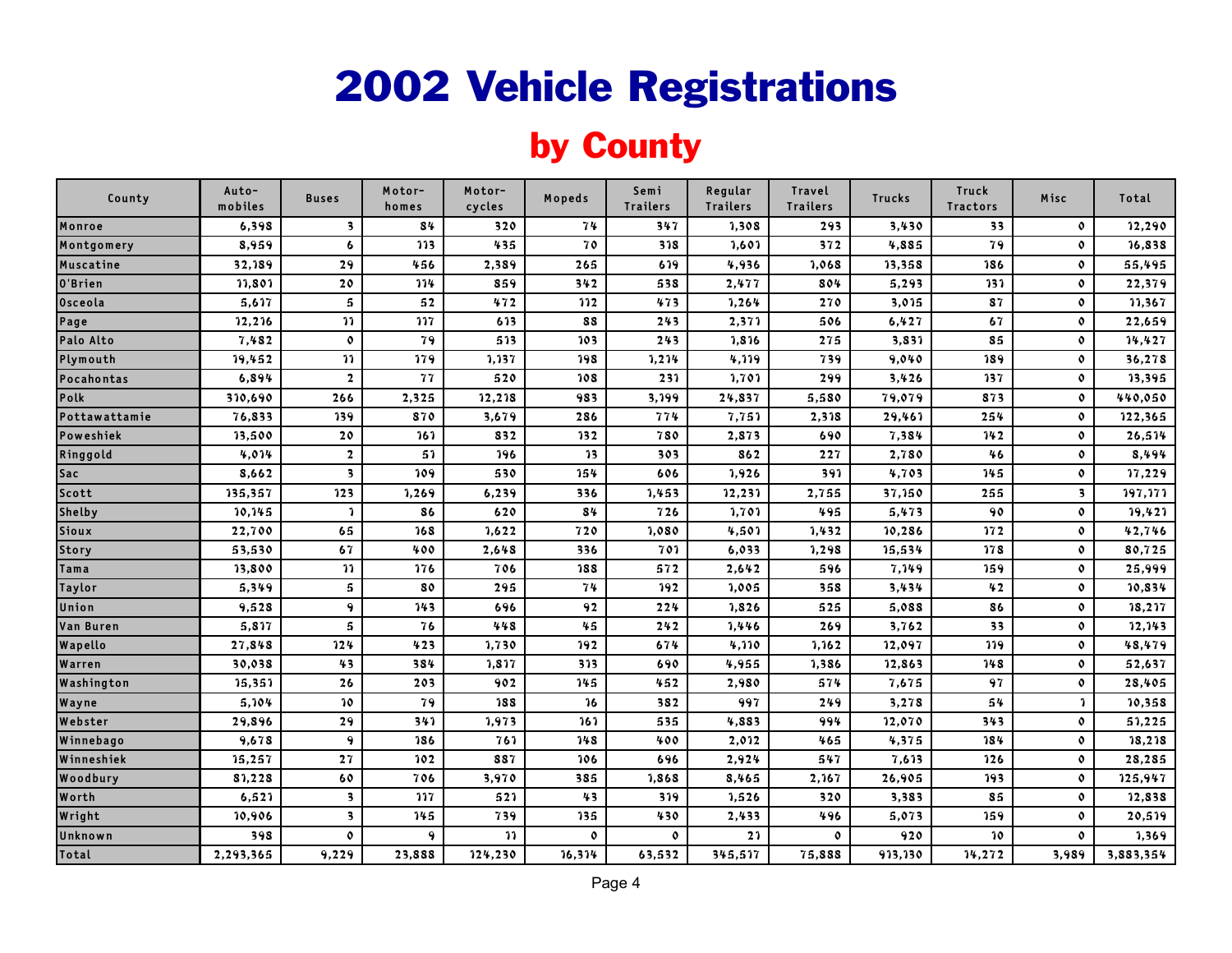# 2002 Vehicle Registrations

## by County

| County | Auto-mobiles | Buses | Motor-homes | Motor-cycles | Mopeds | Semi Trailers | Regular Trailers | Travel Trailers | Trucks | Truck Tractors | Misc | Total |
|---|---|---|---|---|---|---|---|---|---|---|---|---|
| Monroe | 6,398 | 3 | 84 | 320 | 74 | 347 | 1,308 | 293 | 3,430 | 33 | 0 | 12,290 |
| Montgomery | 8,959 | 6 | 113 | 435 | 70 | 318 | 1,601 | 372 | 4,885 | 79 | 0 | 16,838 |
| Muscatine | 32,189 | 29 | 456 | 2,389 | 265 | 619 | 4,936 | 1,068 | 13,358 | 186 | 0 | 55,495 |
| O'Brien | 11,801 | 20 | 114 | 859 | 342 | 538 | 2,477 | 804 | 5,293 | 131 | 0 | 22,379 |
| Osceola | 5,617 | 5 | 52 | 472 | 112 | 473 | 1,264 | 270 | 3,015 | 87 | 0 | 11,367 |
| Page | 12,216 | 11 | 117 | 613 | 88 | 243 | 2,371 | 506 | 6,427 | 67 | 0 | 22,659 |
| Palo Alto | 7,482 | 0 | 79 | 513 | 103 | 243 | 1,816 | 275 | 3,831 | 85 | 0 | 14,427 |
| Plymouth | 19,452 | 11 | 179 | 1,137 | 198 | 1,214 | 4,119 | 739 | 9,040 | 189 | 0 | 36,278 |
| Pocahontas | 6,894 | 2 | 77 | 520 | 108 | 231 | 1,701 | 299 | 3,426 | 137 | 0 | 13,395 |
| Polk | 310,690 | 266 | 2,325 | 12,218 | 983 | 3,199 | 24,837 | 5,580 | 79,079 | 873 | 0 | 440,050 |
| Pottawattamie | 76,833 | 139 | 870 | 3,679 | 286 | 774 | 7,751 | 2,318 | 29,461 | 254 | 0 | 122,365 |
| Poweshiek | 13,500 | 20 | 161 | 832 | 132 | 780 | 2,873 | 690 | 7,384 | 142 | 0 | 26,514 |
| Ringgold | 4,014 | 2 | 51 | 196 | 13 | 303 | 862 | 227 | 2,780 | 46 | 0 | 8,494 |
| Sac | 8,662 | 3 | 109 | 530 | 154 | 606 | 1,926 | 391 | 4,703 | 145 | 0 | 17,229 |
| Scott | 135,357 | 123 | 1,269 | 6,239 | 336 | 1,453 | 12,231 | 2,755 | 37,150 | 255 | 3 | 197,171 |
| Shelby | 10,145 | 1 | 86 | 620 | 84 | 726 | 1,701 | 495 | 5,473 | 90 | 0 | 19,421 |
| Sioux | 22,700 | 65 | 168 | 1,622 | 720 | 1,080 | 4,501 | 1,432 | 10,286 | 172 | 0 | 42,746 |
| Story | 53,530 | 67 | 400 | 2,648 | 336 | 701 | 6,033 | 1,298 | 15,534 | 178 | 0 | 80,725 |
| Tama | 13,800 | 11 | 176 | 706 | 188 | 572 | 2,642 | 596 | 7,149 | 159 | 0 | 25,999 |
| Taylor | 5,349 | 5 | 80 | 295 | 74 | 192 | 1,005 | 358 | 3,434 | 42 | 0 | 10,834 |
| Union | 9,528 | 9 | 143 | 696 | 92 | 224 | 1,826 | 525 | 5,088 | 86 | 0 | 18,217 |
| Van Buren | 5,817 | 5 | 76 | 448 | 45 | 242 | 1,446 | 269 | 3,762 | 33 | 0 | 12,143 |
| Wapello | 27,848 | 124 | 423 | 1,730 | 192 | 674 | 4,110 | 1,162 | 12,097 | 119 | 0 | 48,479 |
| Warren | 30,038 | 43 | 384 | 1,817 | 313 | 690 | 4,955 | 1,386 | 12,863 | 148 | 0 | 52,637 |
| Washington | 15,351 | 26 | 203 | 902 | 145 | 452 | 2,980 | 574 | 7,675 | 97 | 0 | 28,405 |
| Wayne | 5,104 | 10 | 79 | 188 | 16 | 382 | 997 | 249 | 3,278 | 54 | 1 | 10,358 |
| Webster | 29,896 | 29 | 341 | 1,973 | 161 | 535 | 4,883 | 994 | 12,070 | 343 | 0 | 51,225 |
| Winnebago | 9,678 | 9 | 186 | 761 | 148 | 400 | 2,012 | 465 | 4,375 | 184 | 0 | 18,218 |
| Winneshiek | 15,257 | 27 | 102 | 887 | 106 | 696 | 2,924 | 547 | 7,613 | 126 | 0 | 28,285 |
| Woodbury | 81,228 | 60 | 706 | 3,970 | 385 | 1,868 | 8,465 | 2,167 | 26,905 | 193 | 0 | 125,947 |
| Worth | 6,521 | 3 | 117 | 521 | 43 | 319 | 1,526 | 320 | 3,383 | 85 | 0 | 12,838 |
| Wright | 10,906 | 3 | 145 | 739 | 135 | 430 | 2,433 | 496 | 5,073 | 159 | 0 | 20,519 |
| Unknown | 398 | 0 | 9 | 11 | 0 | 0 | 21 | 0 | 920 | 10 | 0 | 1,369 |
| Total | 2,293,365 | 9,229 | 23,888 | 124,230 | 16,314 | 63,532 | 345,517 | 75,888 | 913,130 | 14,272 | 3,989 | 3,883,354 |